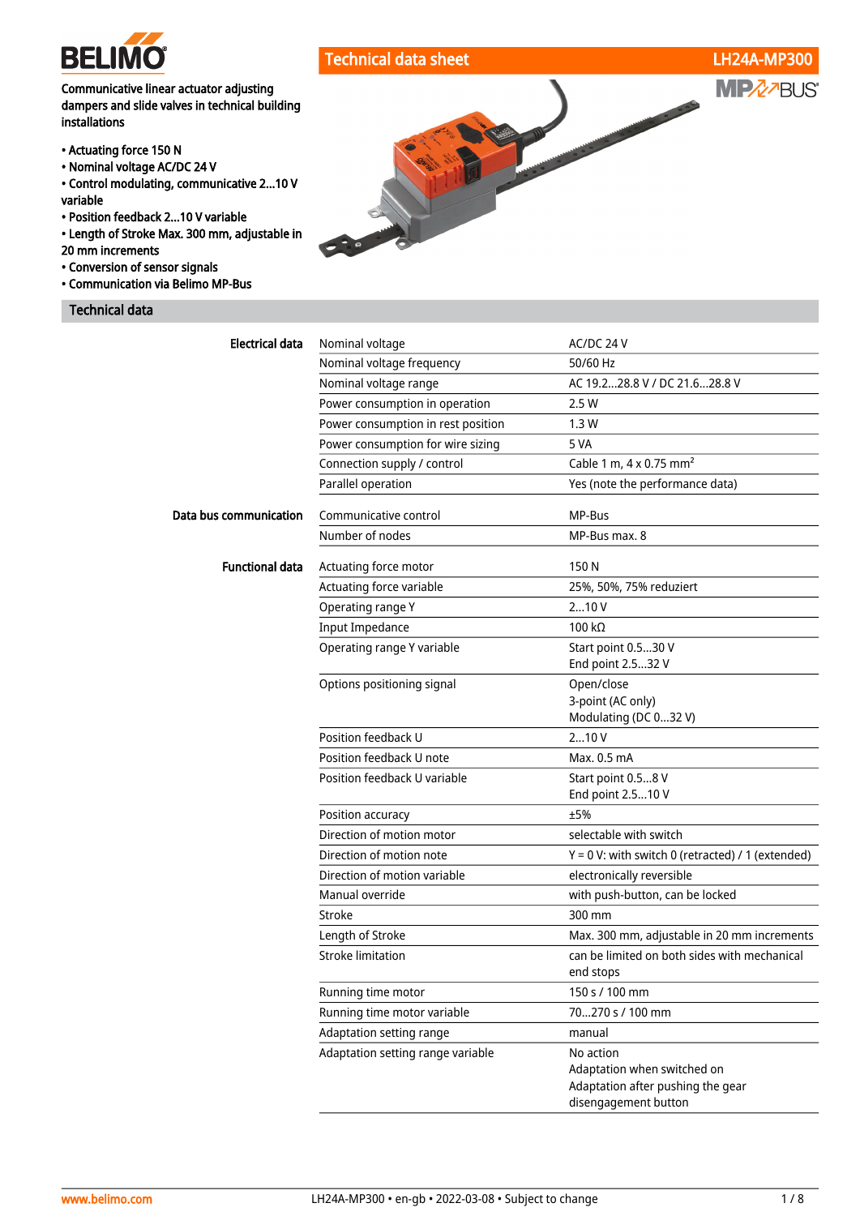# BELIMO

## Technical data sheet — LH24A-MP300

MP BUS

**Communicative linear actuator adjusting dampers and slide valves in technical building installations**

- **Actuating force 150 N**
- **Nominal voltage AC/DC 24 V**
- **Control modulating, communicative 2...10 V variable**
- **Position feedback 2...10 V variable**
- **Length of Stroke Max. 300 mm, adjustable in 20 mm increments**
- **Conversion of sensor signals**
- **Communication via Belimo MP-Bus**

## Technical data

| | | |
|---|---|---|
| **Electrical data** | Nominal voltage | AC/DC 24 V |
| | Nominal voltage frequency | 50/60 Hz |
| | Nominal voltage range | AC 19.2...28.8 V / DC 21.6...28.8 V |
| | Power consumption in operation | 2.5 W |
| | Power consumption in rest position | 1.3 W |
| | Power consumption for wire sizing | 5 VA |
| | Connection supply / control | Cable 1 m, 4 x 0.75 mm² |
| | Parallel operation | Yes (note the performance data) |
| **Data bus communication** | Communicative control | MP-Bus |
| | Number of nodes | MP-Bus max. 8 |
| **Functional data** | Actuating force motor | 150 N |
| | Actuating force variable | 25%, 50%, 75% reduziert |
| | Operating range Y | 2...10 V |
| | Input Impedance | 100 kΩ |
| | Operating range Y variable | Start point 0.5...30 V<br>End point 2.5...32 V |
| | Options positioning signal | Open/close<br>3-point (AC only)<br>Modulating (DC 0...32 V) |
| | Position feedback U | 2...10 V |
| | Position feedback U note | Max. 0.5 mA |
| | Position feedback U variable | Start point 0.5...8 V<br>End point 2.5...10 V |
| | Position accuracy | ±5% |
| | Direction of motion motor | selectable with switch |
| | Direction of motion note | Y = 0 V: with switch 0 (retracted) / 1 (extended) |
| | Direction of motion variable | electronically reversible |
| | Manual override | with push-button, can be locked |
| | Stroke | 300 mm |
| | Length of Stroke | Max. 300 mm, adjustable in 20 mm increments |
| | Stroke limitation | can be limited on both sides with mechanical end stops |
| | Running time motor | 150 s / 100 mm |
| | Running time motor variable | 70...270 s / 100 mm |
| | Adaptation setting range | manual |
| | Adaptation setting range variable | No action<br>Adaptation when switched on<br>Adaptation after pushing the gear disengagement button |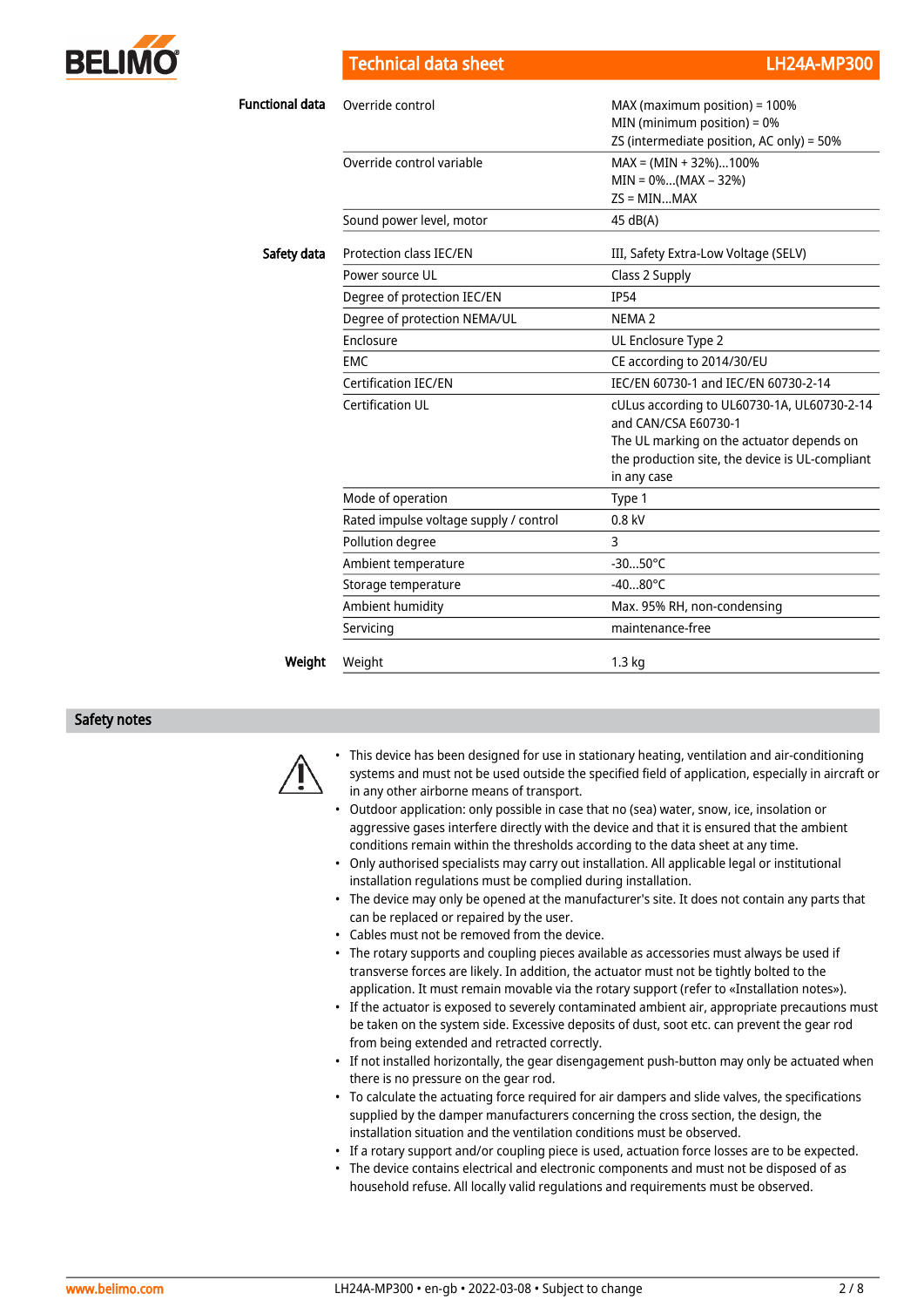| | | |
|---|---|---|
| **Functional data** | Override control | MAX (maximum position) = 100%<br>MIN (minimum position) = 0%<br>ZS (intermediate position, AC only) = 50% |
| | Override control variable | MAX = (MIN + 32%)...100%<br>MIN = 0%...(MAX – 32%)<br>ZS = MIN...MAX |
| | Sound power level, motor | 45 dB(A) |
| **Safety data** | Protection class IEC/EN | III, Safety Extra-Low Voltage (SELV) |
| | Power source UL | Class 2 Supply |
| | Degree of protection IEC/EN | IP54 |
| | Degree of protection NEMA/UL | NEMA 2 |
| | Enclosure | UL Enclosure Type 2 |
| | EMC | CE according to 2014/30/EU |
| | Certification IEC/EN | IEC/EN 60730-1 and IEC/EN 60730-2-14 |
| | Certification UL | cULus according to UL60730-1A, UL60730-2-14 and CAN/CSA E60730-1<br>The UL marking on the actuator depends on the production site, the device is UL-compliant in any case |
| | Mode of operation | Type 1 |
| | Rated impulse voltage supply / control | 0.8 kV |
| | Pollution degree | 3 |
| | Ambient temperature | -30...50°C |
| | Storage temperature | -40...80°C |
| | Ambient humidity | Max. 95% RH, non-condensing |
| | Servicing | maintenance-free |
| **Weight** | Weight | 1.3 kg |

## Safety notes

- This device has been designed for use in stationary heating, ventilation and air-conditioning systems and must not be used outside the specified field of application, especially in aircraft or in any other airborne means of transport.
- Outdoor application: only possible in case that no (sea) water, snow, ice, insolation or aggressive gases interfere directly with the device and that it is ensured that the ambient conditions remain within the thresholds according to the data sheet at any time.
- Only authorised specialists may carry out installation. All applicable legal or institutional installation regulations must be complied during installation.
- The device may only be opened at the manufacturer's site. It does not contain any parts that can be replaced or repaired by the user.
- Cables must not be removed from the device.
- The rotary supports and coupling pieces available as accessories must always be used if transverse forces are likely. In addition, the actuator must not be tightly bolted to the application. It must remain movable via the rotary support (refer to «Installation notes»).
- If the actuator is exposed to severely contaminated ambient air, appropriate precautions must be taken on the system side. Excessive deposits of dust, soot etc. can prevent the gear rod from being extended and retracted correctly.
- If not installed horizontally, the gear disengagement push-button may only be actuated when there is no pressure on the gear rod.
- To calculate the actuating force required for air dampers and slide valves, the specifications supplied by the damper manufacturers concerning the cross section, the design, the installation situation and the ventilation conditions must be observed.
- If a rotary support and/or coupling piece is used, actuation force losses are to be expected.
- The device contains electrical and electronic components and must not be disposed of as household refuse. All locally valid regulations and requirements must be observed.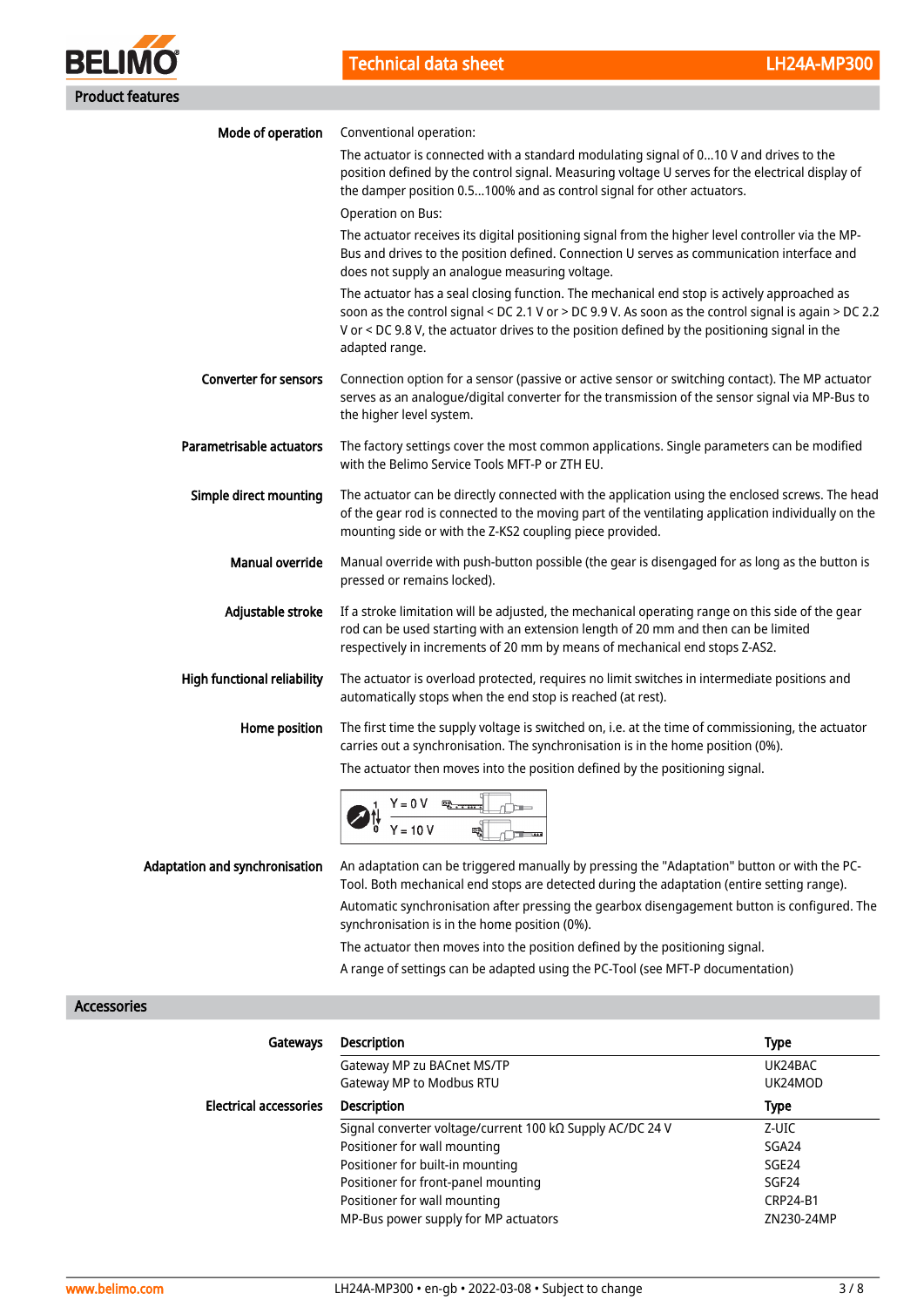## Product features

**Mode of operation**

Conventional operation:

The actuator is connected with a standard modulating signal of 0...10 V and drives to the position defined by the control signal. Measuring voltage U serves for the electrical display of the damper position 0.5...100% and as control signal for other actuators.

Operation on Bus:

The actuator receives its digital positioning signal from the higher level controller via the MP-Bus and drives to the position defined. Connection U serves as communication interface and does not supply an analogue measuring voltage.

The actuator has a seal closing function. The mechanical end stop is actively approached as soon as the control signal < DC 2.1 V or > DC 9.9 V. As soon as the control signal is again > DC 2.2 V or < DC 9.8 V, the actuator drives to the position defined by the positioning signal in the adapted range.

**Converter for sensors**

Connection option for a sensor (passive or active sensor or switching contact). The MP actuator serves as an analogue/digital converter for the transmission of the sensor signal via MP-Bus to the higher level system.

**Parametrisable actuators**

The factory settings cover the most common applications. Single parameters can be modified with the Belimo Service Tools MFT-P or ZTH EU.

**Simple direct mounting**

The actuator can be directly connected with the application using the enclosed screws. The head of the gear rod is connected to the moving part of the ventilating application individually on the mounting side or with the Z-KS2 coupling piece provided.

**Manual override**

Manual override with push-button possible (the gear is disengaged for as long as the button is pressed or remains locked).

**Adjustable stroke**

If a stroke limitation will be adjusted, the mechanical operating range on this side of the gear rod can be used starting with an extension length of 20 mm and then can be limited respectively in increments of 20 mm by means of mechanical end stops Z-AS2.

**High functional reliability**

The actuator is overload protected, requires no limit switches in intermediate positions and automatically stops when the end stop is reached (at rest).

**Home position**

The first time the supply voltage is switched on, i.e. at the time of commissioning, the actuator carries out a synchronisation. The synchronisation is in the home position (0%).

The actuator then moves into the position defined by the positioning signal.

Y = 0 V
Y = 10 V

**Adaptation and synchronisation**

An adaptation can be triggered manually by pressing the "Adaptation" button or with the PC-Tool. Both mechanical end stops are detected during the adaptation (entire setting range).

Automatic synchronisation after pressing the gearbox disengagement button is configured. The synchronisation is in the home position (0%).

The actuator then moves into the position defined by the positioning signal.

A range of settings can be adapted using the PC-Tool (see MFT-P documentation)

## Accessories

**Gateways**

| Description | Type |
|---|---|
| Gateway MP zu BACnet MS/TP | UK24BAC |
| Gateway MP to Modbus RTU | UK24MOD |

**Electrical accessories**

| Description | Type |
|---|---|
| Signal converter voltage/current 100 kΩ Supply AC/DC 24 V | Z-UIC |
| Positioner for wall mounting | SGA24 |
| Positioner for built-in mounting | SGE24 |
| Positioner for front-panel mounting | SGF24 |
| Positioner for wall mounting | CRP24-B1 |
| MP-Bus power supply for MP actuators | ZN230-24MP |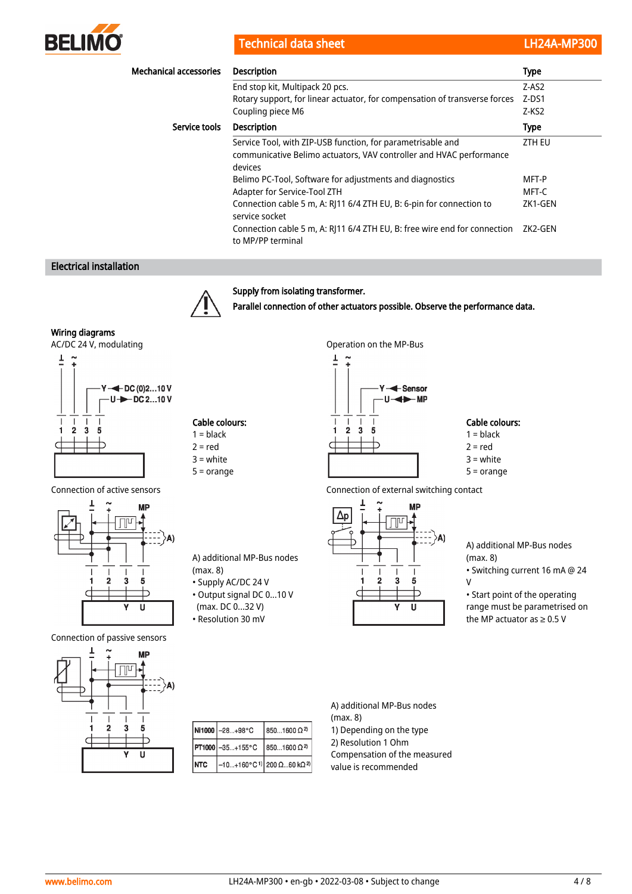## Mechanical accessories

| Description | Type |
|---|---|
| End stop kit, Multipack 20 pcs. | Z-AS2 |
| Rotary support, for linear actuator, for compensation of transverse forces | Z-DS1 |
| Coupling piece M6 | Z-KS2 |

## Service tools

| Description | Type |
|---|---|
| Service Tool, with ZIP-USB function, for parametrisable and communicative Belimo actuators, VAV controller and HVAC performance devices | ZTH EU |
| Belimo PC-Tool, Software for adjustments and diagnostics | MFT-P |
| Adapter for Service-Tool ZTH | MFT-C |
| Connection cable 5 m, A: RJ11 6/4 ZTH EU, B: 6-pin for connection to service socket | ZK1-GEN |
| Connection cable 5 m, A: RJ11 6/4 ZTH EU, B: free wire end for connection to MP/PP terminal | ZK2-GEN |

## Electrical installation

**Supply from isolating transformer.**

**Parallel connection of other actuators possible. Observe the performance data.**

### Wiring diagrams

AC/DC 24 V, modulating

Y ◄ DC (0)2...10 V
U ► DC 2...10 V

**Cable colours:**
1 = black
2 = red
3 = white
5 = orange

Operation on the MP-Bus

Y ◄ Sensor
U ◄► MP

**Cable colours:**
1 = black
2 = red
3 = white
5 = orange

Connection of active sensors

A) additional MP-Bus nodes (max. 8)
- Supply AC/DC 24 V
- Output signal DC 0...10 V (max. DC 0...32 V)
- Resolution 30 mV

Connection of external switching contact

A) additional MP-Bus nodes (max. 8)
- Switching current 16 mA @ 24 V
- Start point of the operating range must be parametrised on the MP actuator as ≥ 0.5 V

Connection of passive sensors

| Ni1000 | –28...+98°C | 850...1600 Ω 2) |
|---|---|---|
| PT1000 | –35...+155°C | 850...1600 Ω 2) |
| NTC | –10...+160°C 1) | 200 Ω...60 kΩ 2) |

A) additional MP-Bus nodes (max. 8)
1) Depending on the type
2) Resolution 1 Ohm
Compensation of the measured value is recommended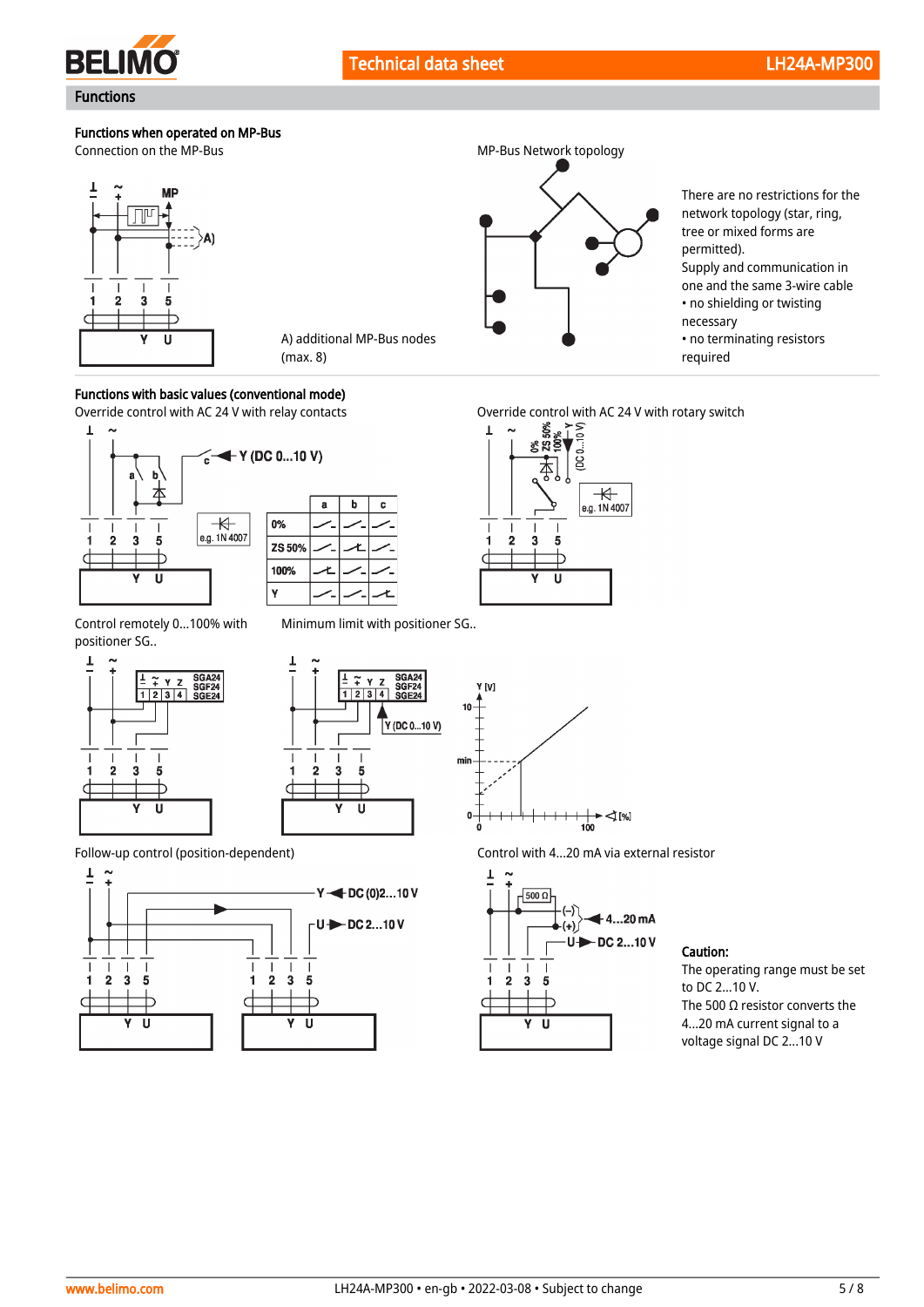## Functions

### Functions when operated on MP-Bus

Connection on the MP-Bus

A) additional MP-Bus nodes (max. 8)

MP-Bus Network topology

There are no restrictions for the network topology (star, ring, tree or mixed forms are permitted).
Supply and communication in one and the same 3-wire cable
- no shielding or twisting necessary
- no terminating resistors required

### Functions with basic values (conventional mode)

Override control with AC 24 V with relay contacts

| | a | b | c |
|---|---|---|---|
| 0% | | | |
| ZS 50% | | | |
| 100% | | | |
| Y | | | |

Override control with AC 24 V with rotary switch

Control remotely 0...100% with positioner SG..

Minimum limit with positioner SG..

Follow-up control (position-dependent)

Control with 4...20 mA via external resistor

**Caution:**
The operating range must be set to DC 2...10 V.
The 500 Ω resistor converts the 4...20 mA current signal to a voltage signal DC 2...10 V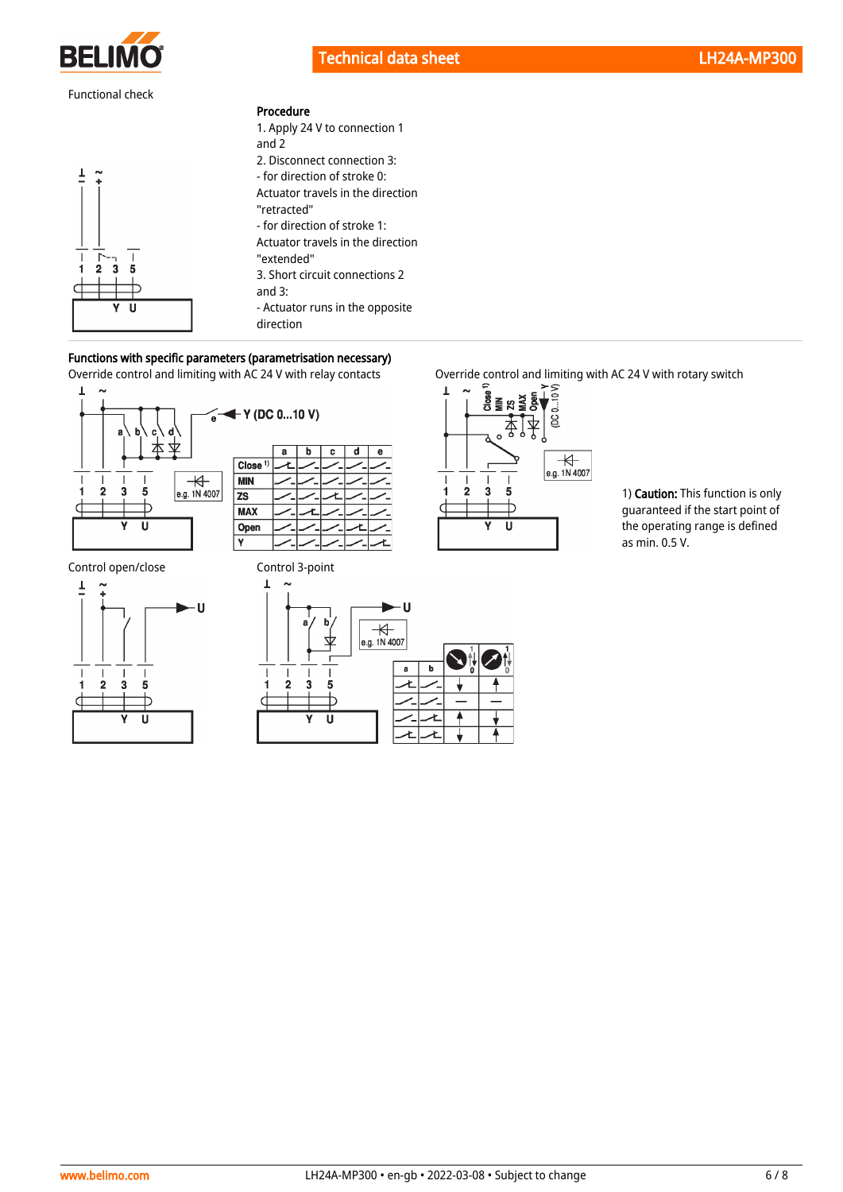Functional check

**Procedure**

1. Apply 24 V to connection 1 and 2
2. Disconnect connection 3:
   - for direction of stroke 0: Actuator travels in the direction "retracted"
   - for direction of stroke 1: Actuator travels in the direction "extended"
3. Short circuit connections 2 and 3:
   - Actuator runs in the opposite direction

**Functions with specific parameters (parametrisation necessary)**

Override control and limiting with AC 24 V with relay contacts

Override control and limiting with AC 24 V with rotary switch

1) **Caution:** This function is only guaranteed if the start point of the operating range is defined as min. 0.5 V.

Control open/close

Control 3-point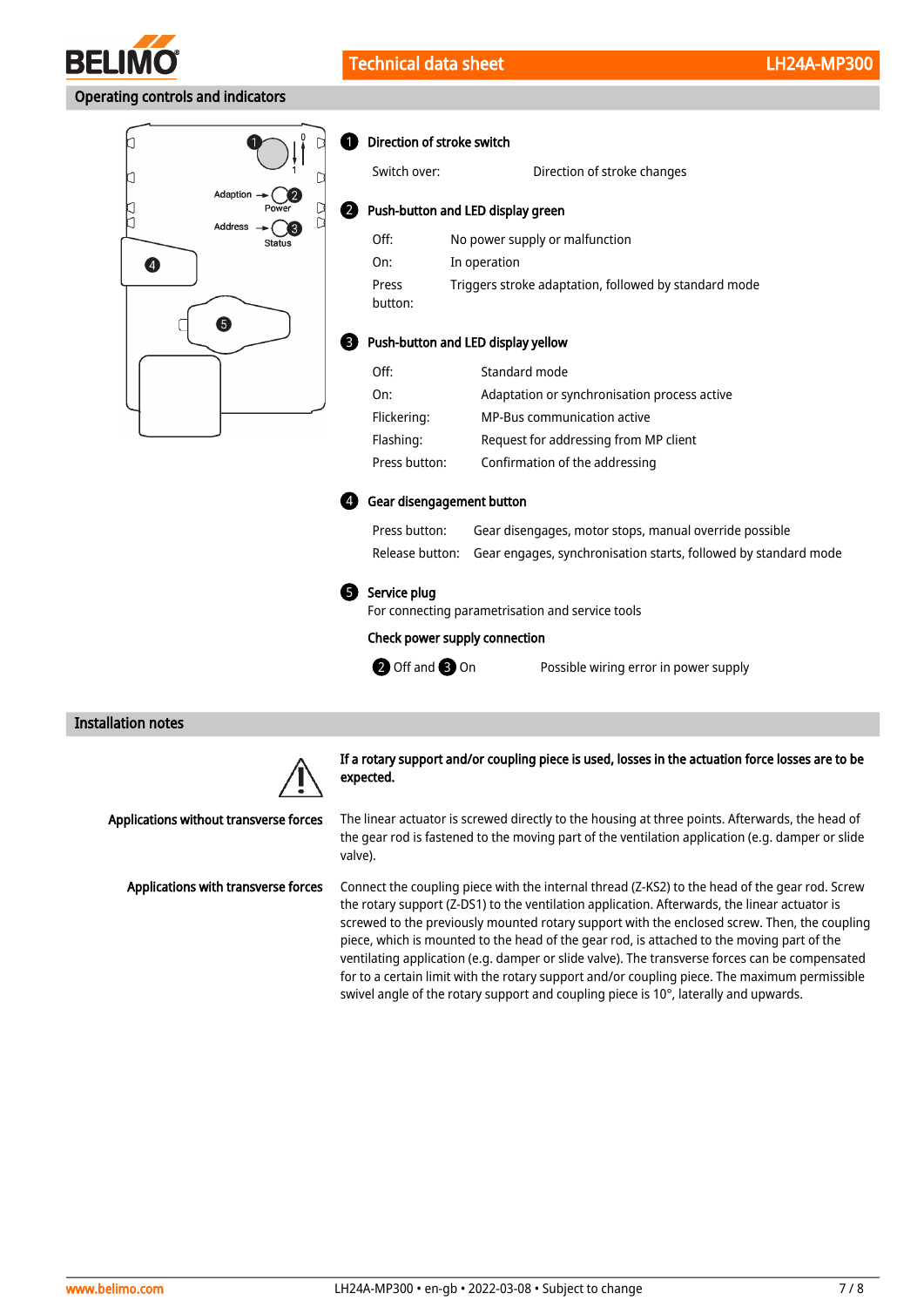## Operating controls and indicators

**1 Direction of stroke switch**

| | |
|---|---|
| Switch over: | Direction of stroke changes |

**2 Push-button and LED display green**

| | |
|---|---|
| Off: | No power supply or malfunction |
| On: | In operation |
| Press button: | Triggers stroke adaptation, followed by standard mode |

**3 Push-button and LED display yellow**

| | |
|---|---|
| Off: | Standard mode |
| On: | Adaptation or synchronisation process active |
| Flickering: | MP-Bus communication active |
| Flashing: | Request for addressing from MP client |
| Press button: | Confirmation of the addressing |

**4 Gear disengagement button**

| | |
|---|---|
| Press button: | Gear disengages, motor stops, manual override possible |
| Release button: | Gear engages, synchronisation starts, followed by standard mode |

**5 Service plug**

For connecting parametrisation and service tools

**Check power supply connection**

| | |
|---|---|
| 2 Off and 3 On | Possible wiring error in power supply |

## Installation notes

**If a rotary support and/or coupling piece is used, losses in the actuation force losses are to be expected.**

**Applications without transverse forces**

The linear actuator is screwed directly to the housing at three points. Afterwards, the head of the gear rod is fastened to the moving part of the ventilation application (e.g. damper or slide valve).

**Applications with transverse forces**

Connect the coupling piece with the internal thread (Z-KS2) to the head of the gear rod. Screw the rotary support (Z-DS1) to the ventilation application. Afterwards, the linear actuator is screwed to the previously mounted rotary support with the enclosed screw. Then, the coupling piece, which is mounted to the head of the gear rod, is attached to the moving part of the ventilating application (e.g. damper or slide valve). The transverse forces can be compensated for to a certain limit with the rotary support and/or coupling piece. The maximum permissible swivel angle of the rotary support and coupling piece is 10°, laterally and upwards.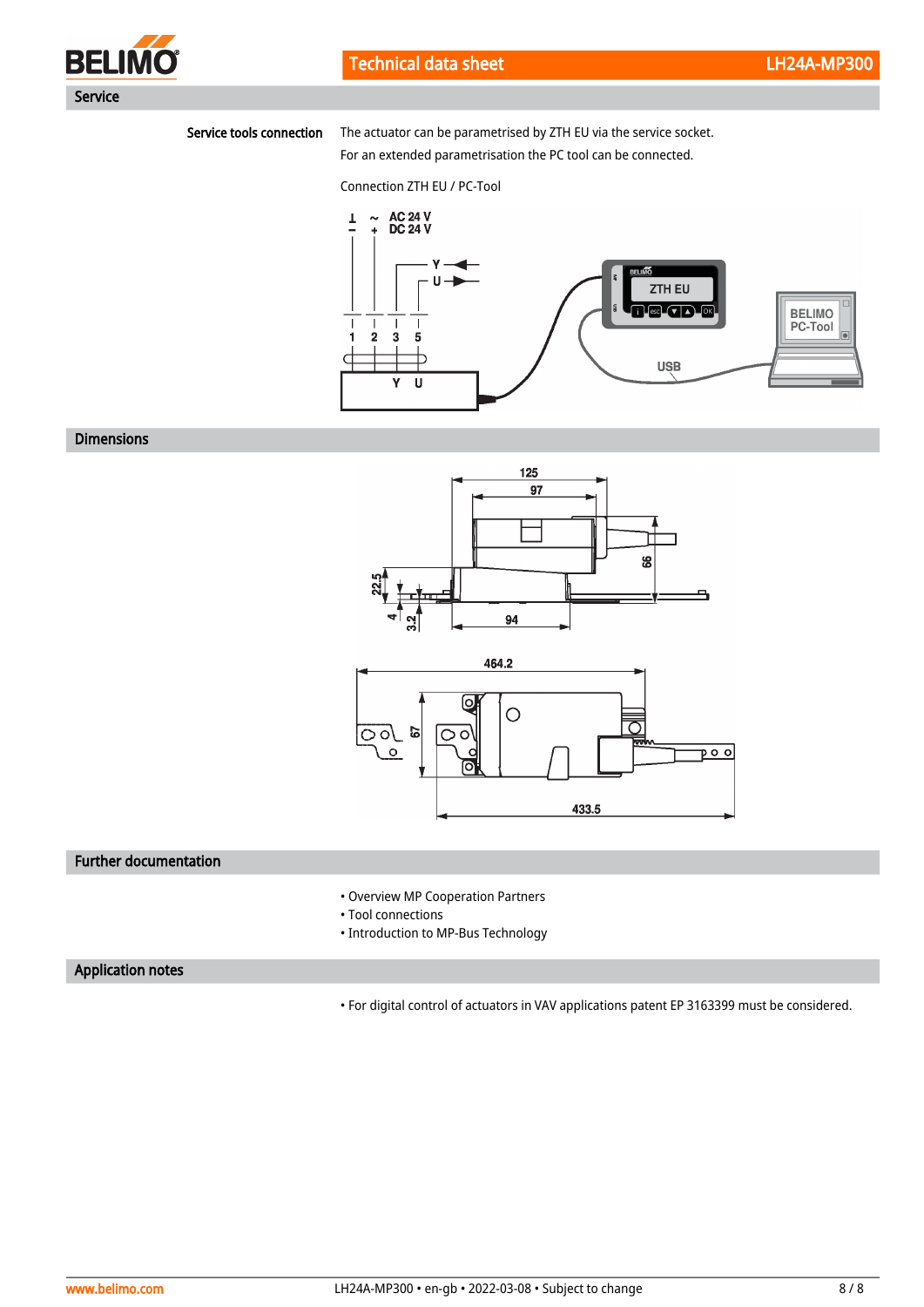## Service

**Service tools connection**

The actuator can be parametrised by ZTH EU via the service socket.
For an extended parametrisation the PC tool can be connected.

Connection ZTH EU / PC-Tool

⊥ ~ AC 24 V
– + DC 24 V

Y
U

1 2 3 5

Y U

ZTH EU

USB

BELIMO PC-Tool

## Dimensions

125
97
66
22.5
4
3.2
94

464.2
67
433.5

## Further documentation

- Overview MP Cooperation Partners
- Tool connections
- Introduction to MP-Bus Technology

## Application notes

- For digital control of actuators in VAV applications patent EP 3163399 must be considered.